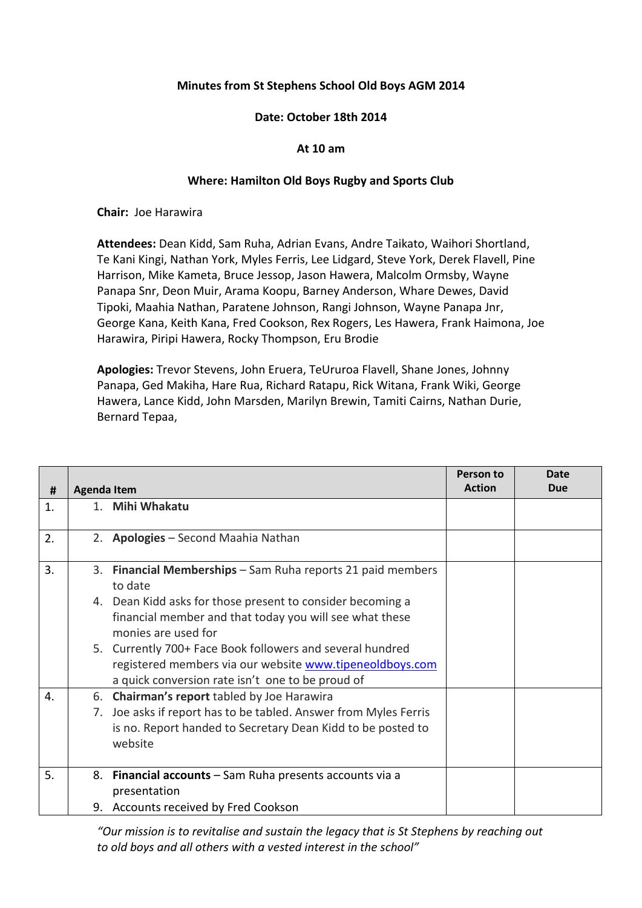**Minutes from St Stephens School Old Boys AGM 2014**

**Date: October 18th 2014**

**At 10 am**

**Where: Hamilton Old Boys Rugby and Sports Club**

**Chair:** Joe Harawira

**Attendees:** Dean Kidd, Sam Ruha, Adrian Evans, Andre Taikato, Waihori Shortland, Te Kani Kingi, Nathan York, Myles Ferris, Lee Lidgard, Steve York, Derek Flavell, Pine Harrison, Mike Kameta, Bruce Jessop, Jason Hawera, Malcolm Ormsby, Wayne Panapa Snr, Deon Muir, Arama Koopu, Barney Anderson, Whare Dewes, David Tipoki, Maahia Nathan, Paratene Johnson, Rangi Johnson, Wayne Panapa Jnr, George Kana, Keith Kana, Fred Cookson, Rex Rogers, Les Hawera, Frank Haimona, Joe Harawira, Piripi Hawera, Rocky Thompson, Eru Brodie

**Apologies:** Trevor Stevens, John Eruera, TeUruroa Flavell, Shane Jones, Johnny Panapa, Ged Makiha, Hare Rua, Richard Ratapu, Rick Witana, Frank Wiki, George Hawera, Lance Kidd, John Marsden, Marilyn Brewin, Tamiti Cairns, Nathan Durie, Bernard Tepaa,

| # | Agenda Item | Person to Action | Date Due |
|---|---|---|---|
| 1. | 1. **Mihi Whakatu** | | |
| 2. | 2. **Apologies** – Second Maahia Nathan | | |
| 3. | 3. **Financial Memberships** – Sam Ruha reports 21 paid members to date<br>4. Dean Kidd asks for those present to consider becoming a financial member and that today you will see what these monies are used for<br>5. Currently 700+ Face Book followers and several hundred registered members via our website www.tipeneoldboys.com a quick conversion rate isn't one to be proud of | | |
| 4. | 6. **Chairman's report** tabled by Joe Harawira<br>7. Joe asks if report has to be tabled. Answer from Myles Ferris is no. Report handed to Secretary Dean Kidd to be posted to website | | |
| 5. | 8. **Financial accounts** – Sam Ruha presents accounts via a presentation<br>9. Accounts received by Fred Cookson | | |

*"Our mission is to revitalise and sustain the legacy that is St Stephens by reaching out to old boys and all others with a vested interest in the school"*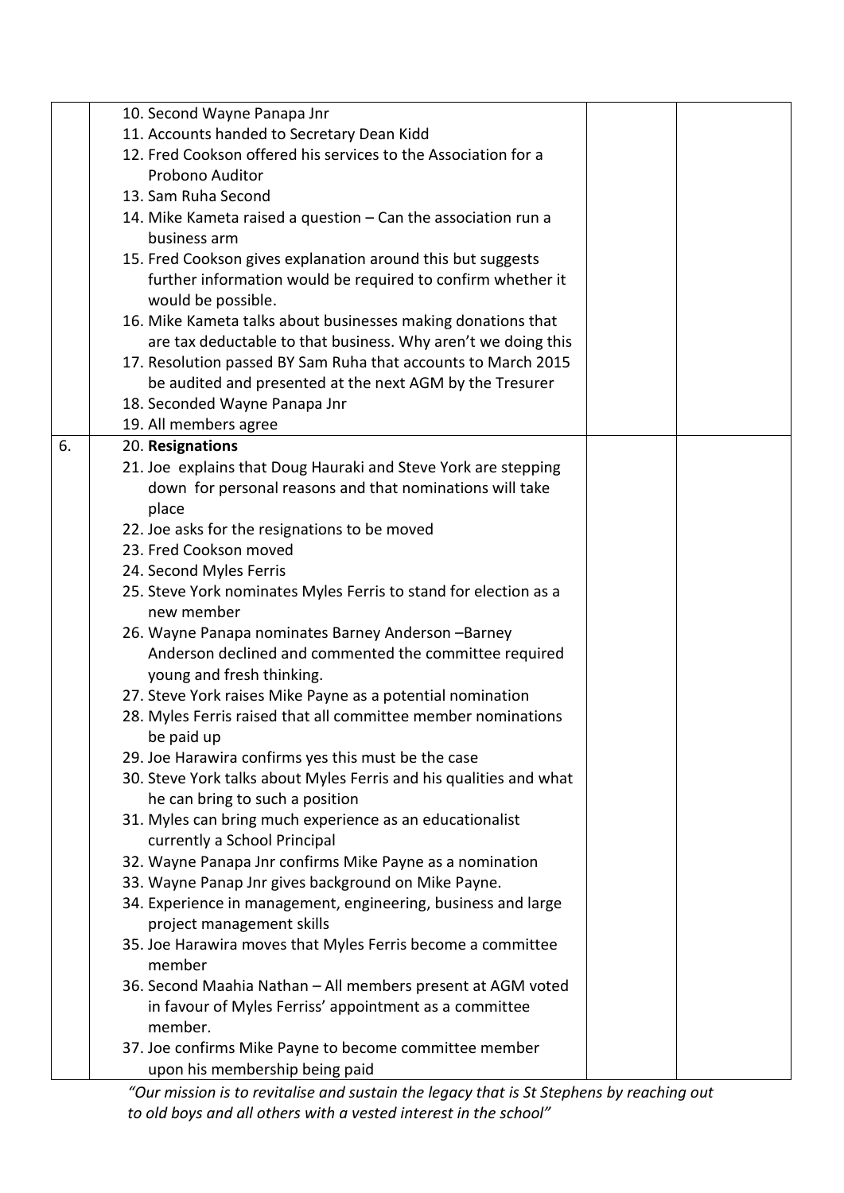| | | | |
|---|---|---|---|
| | 10. Second Wayne Panapa Jnr<br>11. Accounts handed to Secretary Dean Kidd<br>12. Fred Cookson offered his services to the Association for a Probono Auditor<br>13. Sam Ruha Second<br>14. Mike Kameta raised a question – Can the association run a business arm<br>15. Fred Cookson gives explanation around this but suggests further information would be required to confirm whether it would be possible.<br>16. Mike Kameta talks about businesses making donations that are tax deductable to that business. Why aren't we doing this<br>17. Resolution passed BY Sam Ruha that accounts to March 2015 be audited and presented at the next AGM by the Tresurer<br>18. Seconded Wayne Panapa Jnr<br>19. All members agree | | |
| 6. | 20. **Resignations**<br>21. Joe explains that Doug Hauraki and Steve York are stepping down for personal reasons and that nominations will take place<br>22. Joe asks for the resignations to be moved<br>23. Fred Cookson moved<br>24. Second Myles Ferris<br>25. Steve York nominates Myles Ferris to stand for election as a new member<br>26. Wayne Panapa nominates Barney Anderson –Barney Anderson declined and commented the committee required young and fresh thinking.<br>27. Steve York raises Mike Payne as a potential nomination<br>28. Myles Ferris raised that all committee member nominations be paid up<br>29. Joe Harawira confirms yes this must be the case<br>30. Steve York talks about Myles Ferris and his qualities and what he can bring to such a position<br>31. Myles can bring much experience as an educationalist currently a School Principal<br>32. Wayne Panapa Jnr confirms Mike Payne as a nomination<br>33. Wayne Panap Jnr gives background on Mike Payne.<br>34. Experience in management, engineering, business and large project management skills<br>35. Joe Harawira moves that Myles Ferris become a committee member<br>36. Second Maahia Nathan – All members present at AGM voted in favour of Myles Ferriss' appointment as a committee member.<br>37. Joe confirms Mike Payne to become committee member upon his membership being paid | | |

*"Our mission is to revitalise and sustain the legacy that is St Stephens by reaching out to old boys and all others with a vested interest in the school"*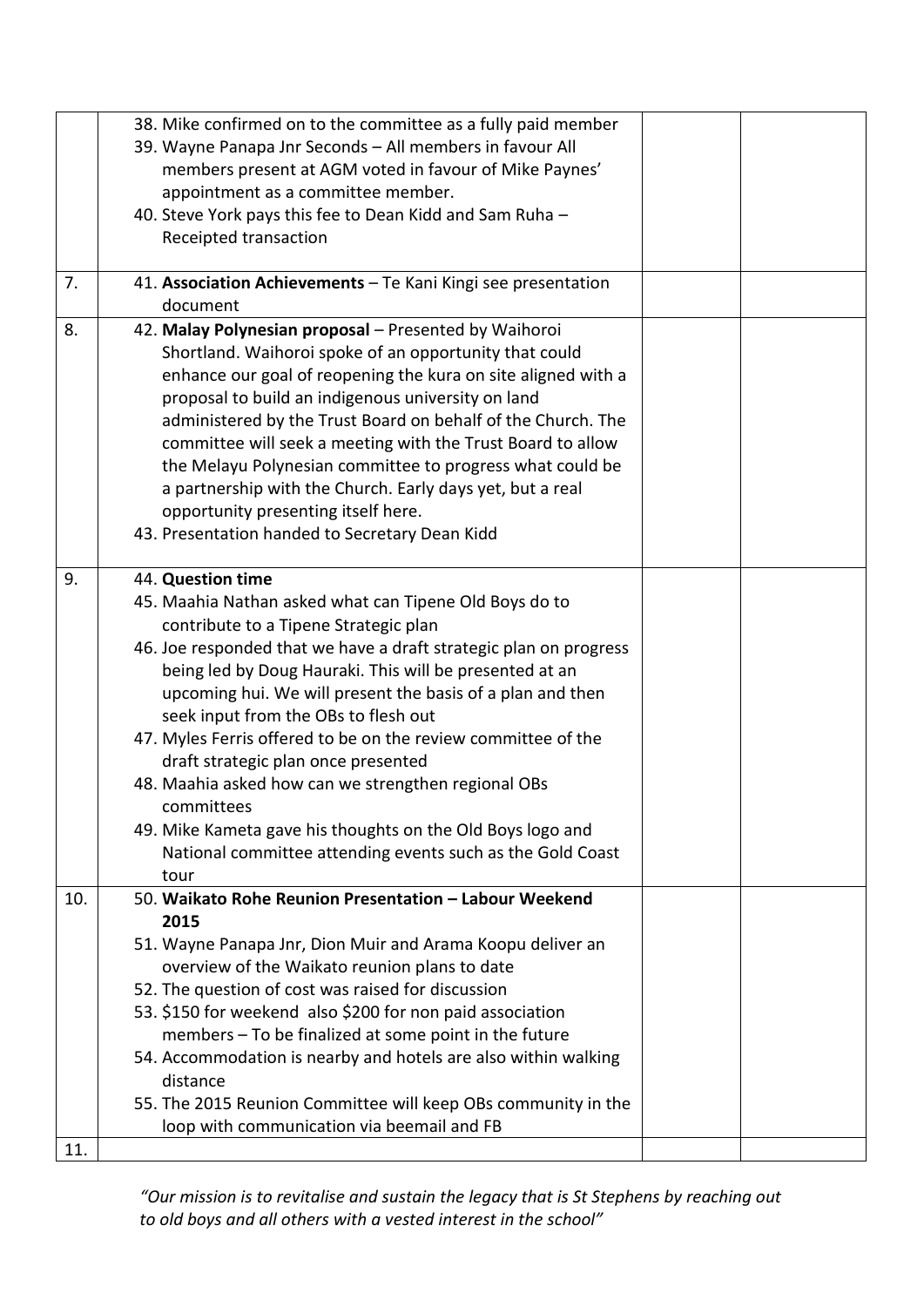| | | | |
|---|---|---|---|
| | 38. Mike confirmed on to the committee as a fully paid member<br>39. Wayne Panapa Jnr Seconds – All members in favour All members present at AGM voted in favour of Mike Paynes' appointment as a committee member.<br>40. Steve York pays this fee to Dean Kidd and Sam Ruha – Receipted transaction | | |
| 7. | 41. **Association Achievements** – Te Kani Kingi see presentation document | | |
| 8. | 42. **Malay Polynesian proposal** – Presented by Waihoroi Shortland. Waihoroi spoke of an opportunity that could enhance our goal of reopening the kura on site aligned with a proposal to build an indigenous university on land administered by the Trust Board on behalf of the Church. The committee will seek a meeting with the Trust Board to allow the Melayu Polynesian committee to progress what could be a partnership with the Church. Early days yet, but a real opportunity presenting itself here.<br>43. Presentation handed to Secretary Dean Kidd | | |
| 9. | 44. **Question time**<br>45. Maahia Nathan asked what can Tipene Old Boys do to contribute to a Tipene Strategic plan<br>46. Joe responded that we have a draft strategic plan on progress being led by Doug Hauraki. This will be presented at an upcoming hui. We will present the basis of a plan and then seek input from the OBs to flesh out<br>47. Myles Ferris offered to be on the review committee of the draft strategic plan once presented<br>48. Maahia asked how can we strengthen regional OBs committees<br>49. Mike Kameta gave his thoughts on the Old Boys logo and National committee attending events such as the Gold Coast tour | | |
| 10. | 50. **Waikato Rohe Reunion Presentation – Labour Weekend 2015**<br>51. Wayne Panapa Jnr, Dion Muir and Arama Koopu deliver an overview of the Waikato reunion plans to date<br>52. The question of cost was raised for discussion<br>53. $150 for weekend also $200 for non paid association members – To be finalized at some point in the future<br>54. Accommodation is nearby and hotels are also within walking distance<br>55. The 2015 Reunion Committee will keep OBs community in the loop with communication via beemail and FB | | |
| 11. | | | |

*"Our mission is to revitalise and sustain the legacy that is St Stephens by reaching out to old boys and all others with a vested interest in the school"*